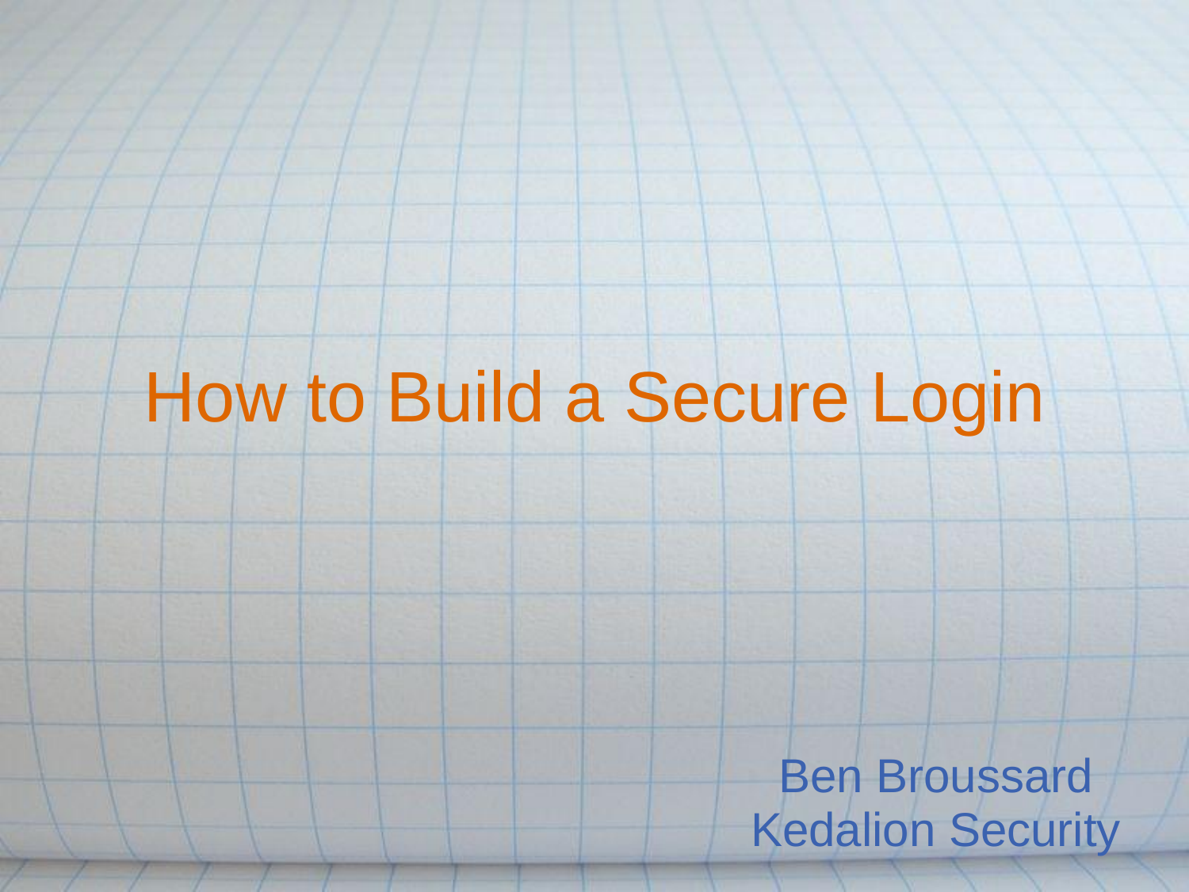# How to Build a Secure Login

Ben Broussard
Kedalion Security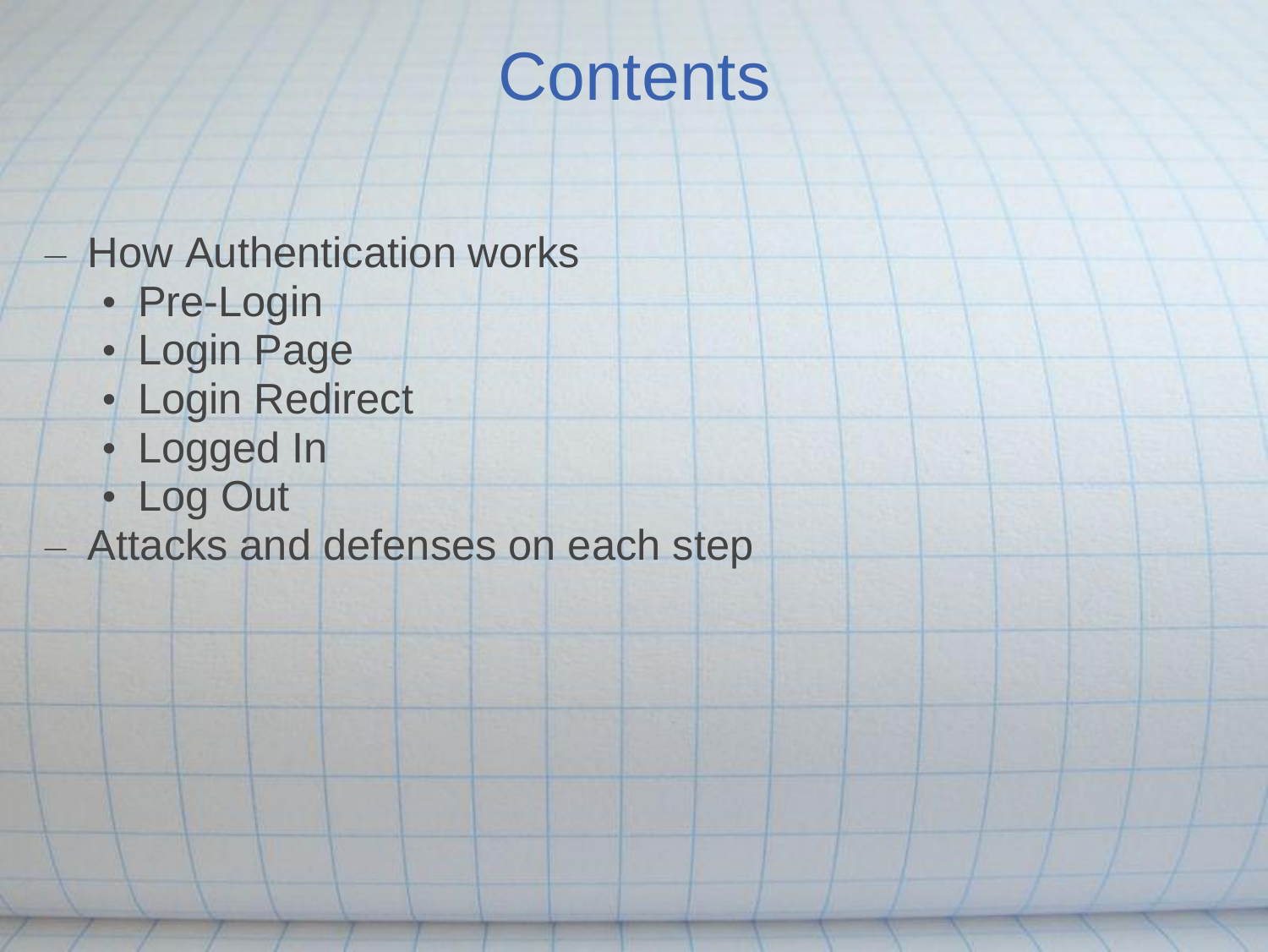# Contents

- How Authentication works
  - Pre-Login
  - Login Page
  - Login Redirect
  - Logged In
  - Log Out
- Attacks and defenses on each step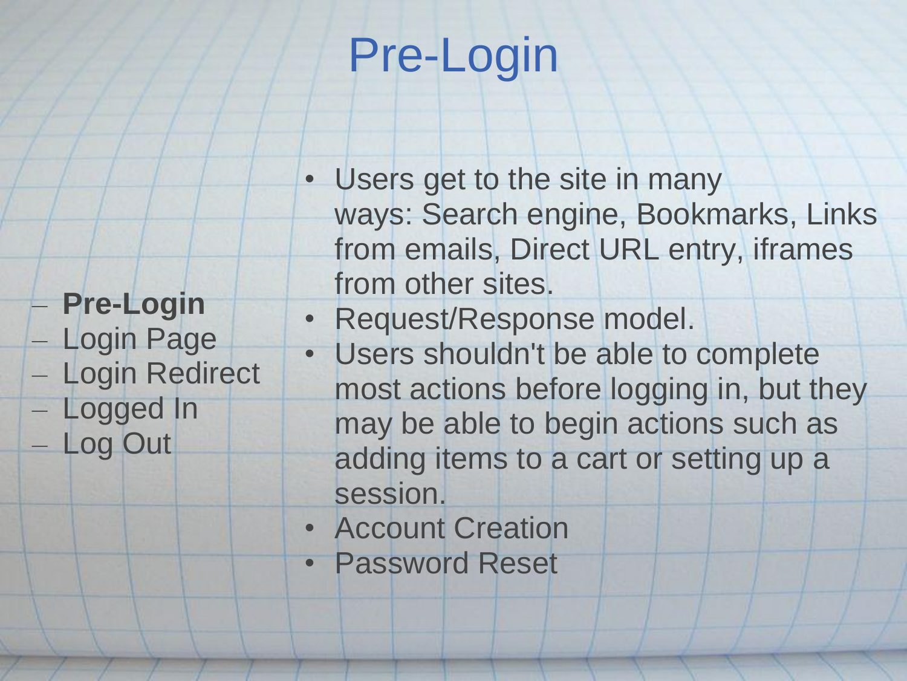# Pre-Login

- **Pre-Login**
- Login Page
- Login Redirect
- Logged In
- Log Out

- Users get to the site in many ways: Search engine, Bookmarks, Links from emails, Direct URL entry, iframes from other sites.
- Request/Response model.
- Users shouldn't be able to complete most actions before logging in, but they may be able to begin actions such as adding items to a cart or setting up a session.
- Account Creation
- Password Reset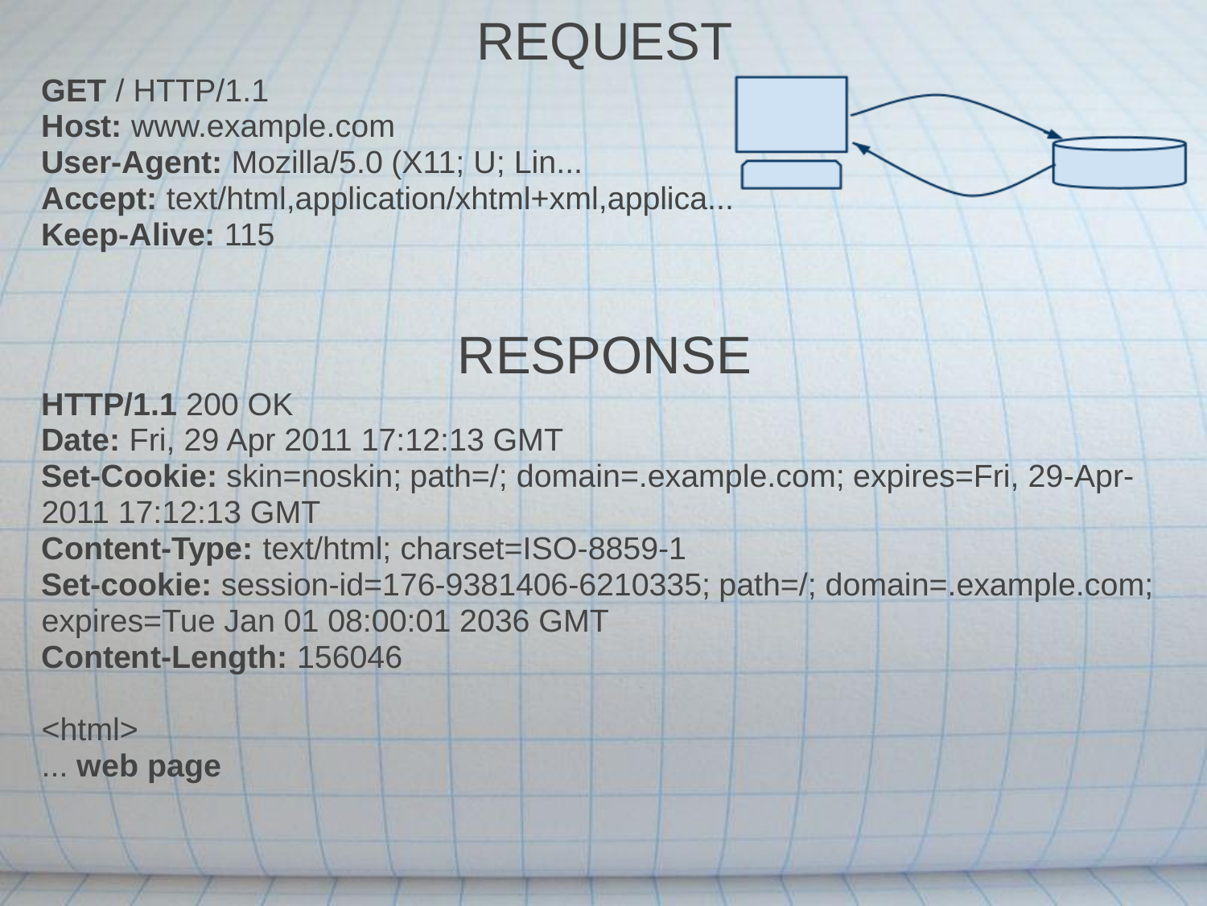# REQUEST

**GET** / HTTP/1.1
**Host:** www.example.com
**User-Agent:** Mozilla/5.0 (X11; U; Lin...
**Accept:** text/html,application/xhtml+xml,applica...
**Keep-Alive:** 115

# RESPONSE

**HTTP/1.1** 200 OK
**Date:** Fri, 29 Apr 2011 17:12:13 GMT
**Set-Cookie:** skin=noskin; path=/; domain=.example.com; expires=Fri, 29-Apr-2011 17:12:13 GMT
**Content-Type:** text/html; charset=ISO-8859-1
**Set-cookie:** session-id=176-9381406-6210335; path=/; domain=.example.com; expires=Tue Jan 01 08:00:01 2036 GMT
**Content-Length:** 156046

<html>
... **web page**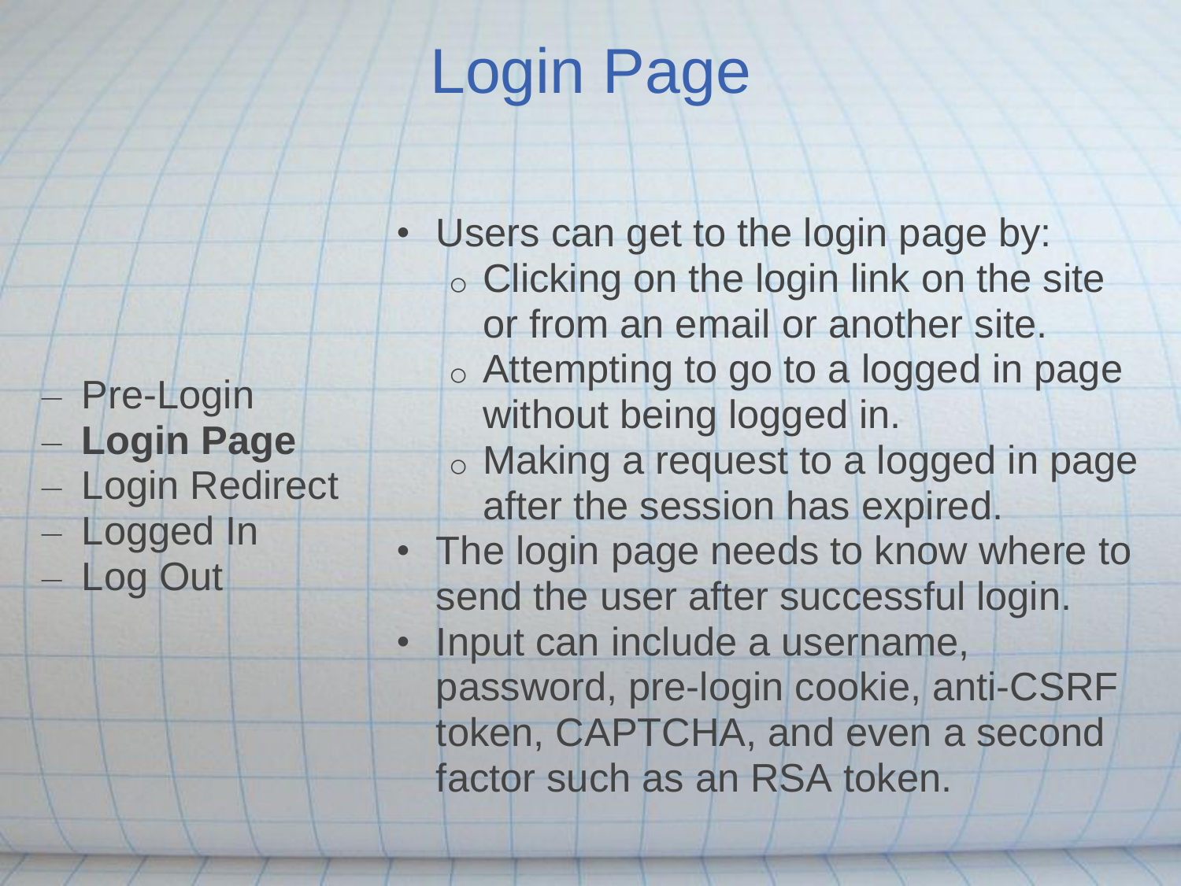# Login Page

- Pre-Login
- **Login Page**
- Login Redirect
- Logged In
- Log Out

- Users can get to the login page by:
  - Clicking on the login link on the site or from an email or another site.
  - Attempting to go to a logged in page without being logged in.
  - Making a request to a logged in page after the session has expired.
- The login page needs to know where to send the user after successful login.
- Input can include a username, password, pre-login cookie, anti-CSRF token, CAPTCHA, and even a second factor such as an RSA token.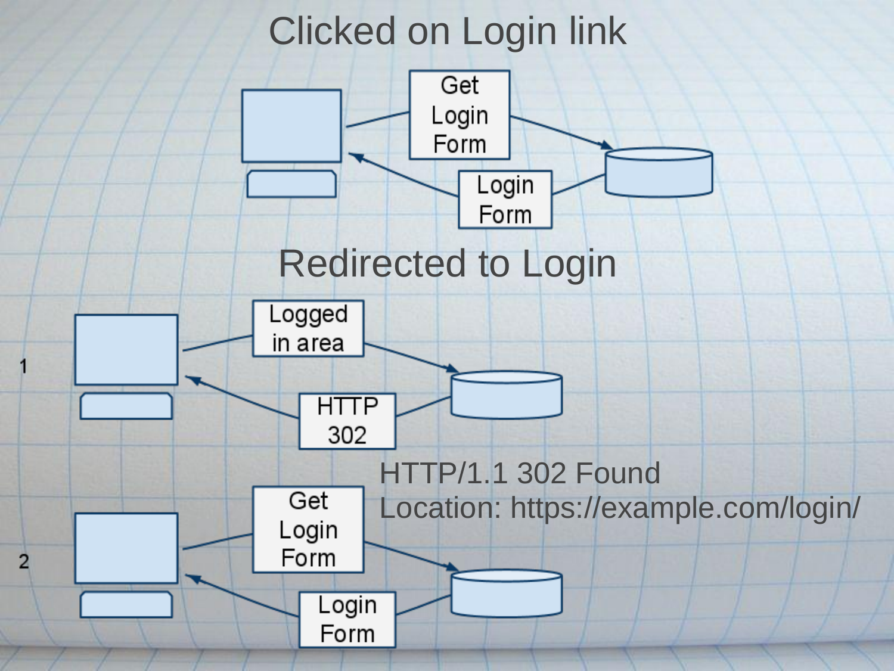# Clicked on Login link

Get Login Form

Login Form

# Redirected to Login

1

Logged in area

HTTP 302

HTTP/1.1 302 Found
Location: https://example.com/login/

2

Get Login Form

Login Form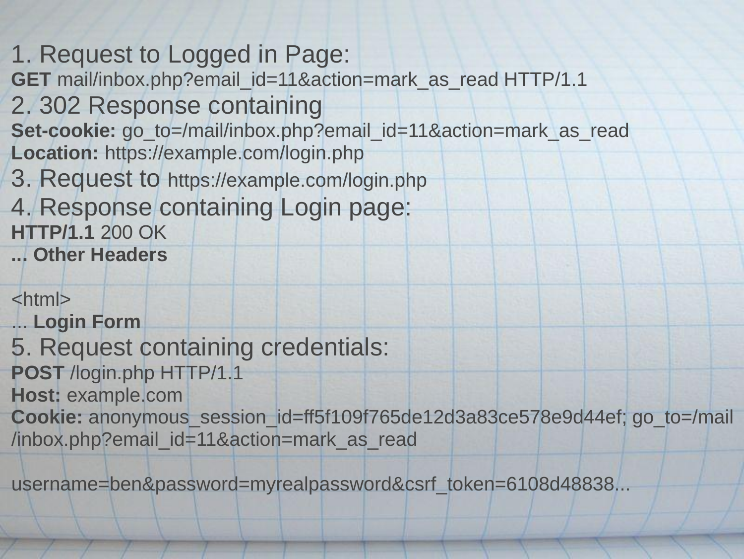1. Request to Logged in Page:

**GET** mail/inbox.php?email_id=11&action=mark_as_read HTTP/1.1

2. 302 Response containing

**Set-cookie:** go_to=/mail/inbox.php?email_id=11&action=mark_as_read

**Location:** https://example.com/login.php

3. Request to https://example.com/login.php

4. Response containing Login page:

**HTTP/1.1** 200 OK

**... Other Headers**

<html>

... **Login Form**

5. Request containing credentials:

**POST** /login.php HTTP/1.1

**Host:** example.com

**Cookie:** anonymous_session_id=ff5f109f765de12d3a83ce578e9d44ef; go_to=/mail/inbox.php?email_id=11&action=mark_as_read

username=ben&password=myrealpassword&csrf_token=6108d48838...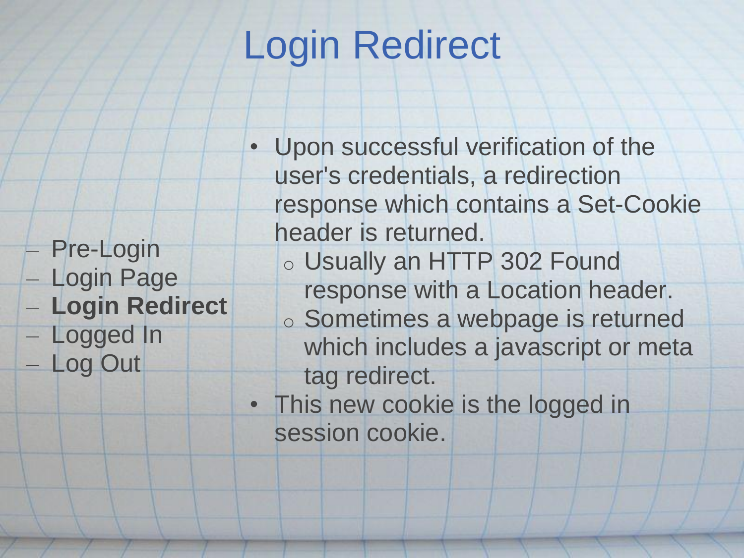# Login Redirect

- Pre-Login
- Login Page
- **Login Redirect**
- Logged In
- Log Out

- Upon successful verification of the user's credentials, a redirection response which contains a Set-Cookie header is returned.
  - Usually an HTTP 302 Found response with a Location header.
  - Sometimes a webpage is returned which includes a javascript or meta tag redirect.
- This new cookie is the logged in session cookie.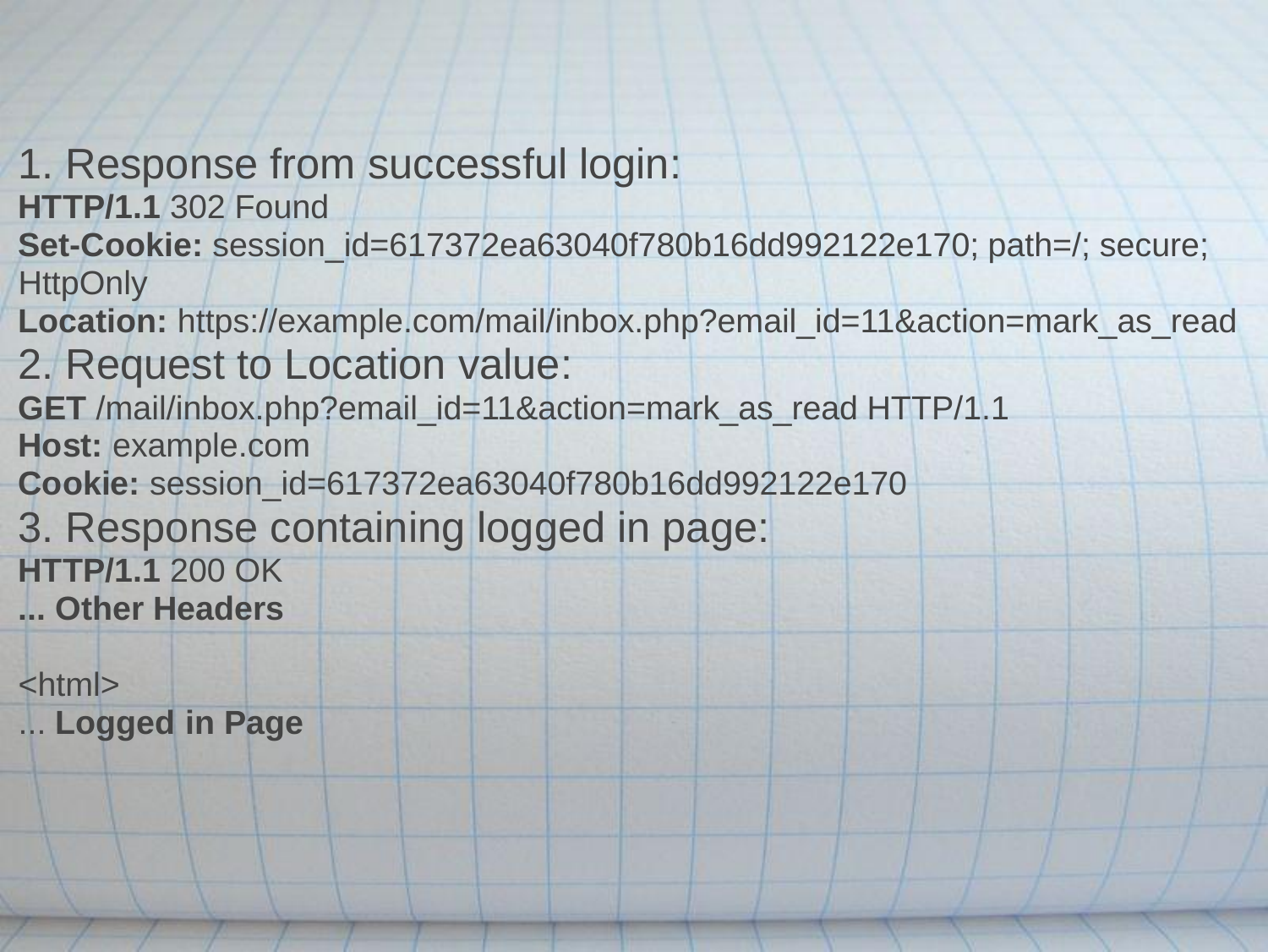1. Response from successful login:

**HTTP/1.1** 302 Found
**Set-Cookie:** session_id=617372ea63040f780b16dd992122e170; path=/; secure; HttpOnly
**Location:** https://example.com/mail/inbox.php?email_id=11&action=mark_as_read

2. Request to Location value:

**GET** /mail/inbox.php?email_id=11&action=mark_as_read HTTP/1.1
**Host:** example.com
**Cookie:** session_id=617372ea63040f780b16dd992122e170

3. Response containing logged in page:

**HTTP/1.1** 200 OK
**... Other Headers**

<html>
... **Logged in Page**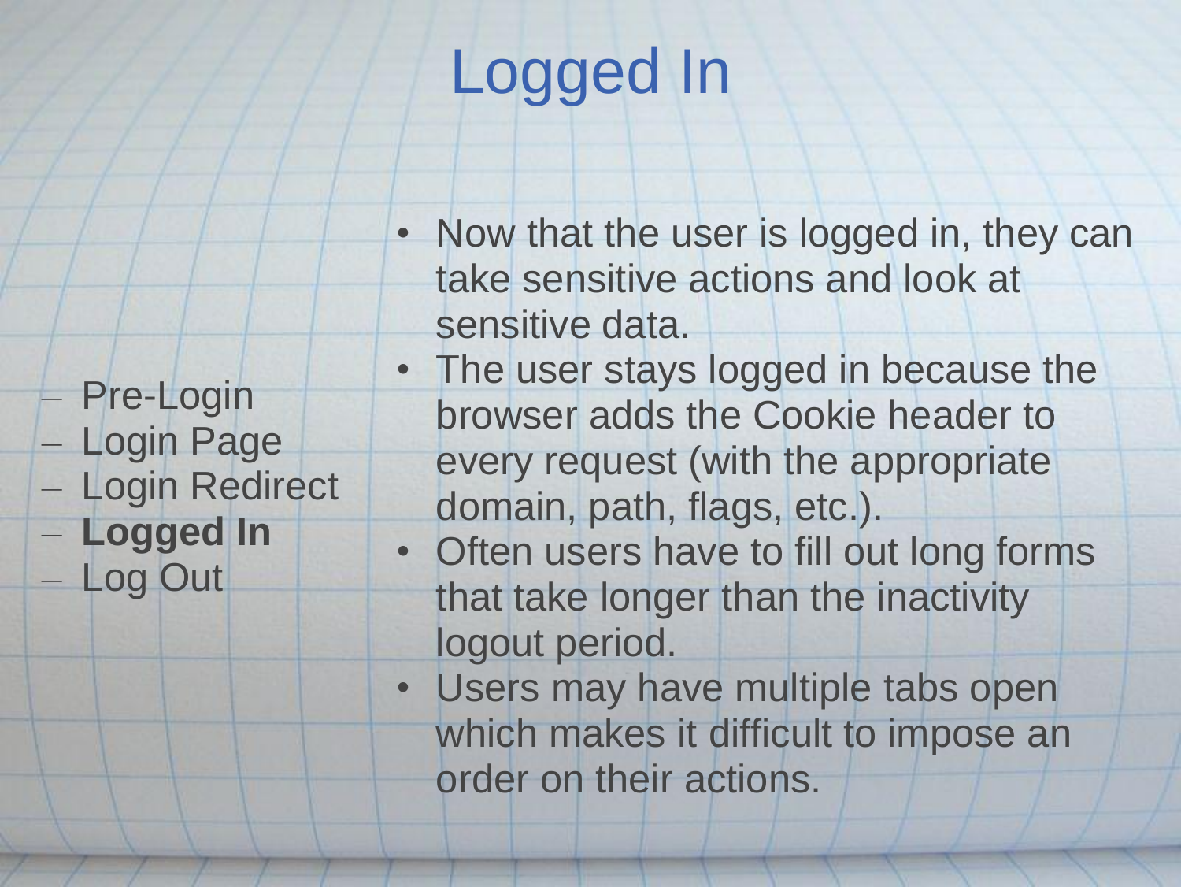# Logged In

- Pre-Login
- Login Page
- Login Redirect
- **Logged In**
- Log Out

- Now that the user is logged in, they can take sensitive actions and look at sensitive data.
- The user stays logged in because the browser adds the Cookie header to every request (with the appropriate domain, path, flags, etc.).
- Often users have to fill out long forms that take longer than the inactivity logout period.
- Users may have multiple tabs open which makes it difficult to impose an order on their actions.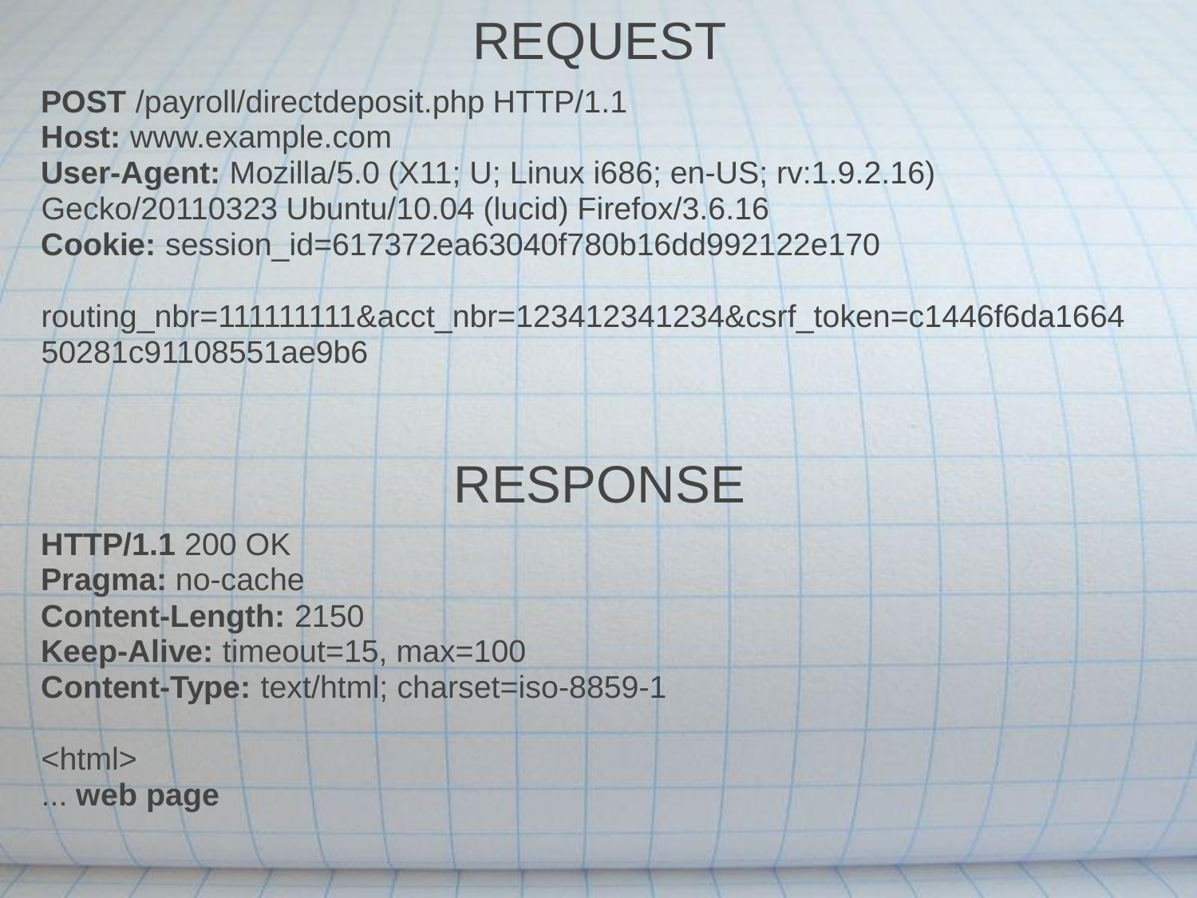# REQUEST

**POST** /payroll/directdeposit.php HTTP/1.1
**Host:** www.example.com
**User-Agent:** Mozilla/5.0 (X11; U; Linux i686; en-US; rv:1.9.2.16) Gecko/20110323 Ubuntu/10.04 (lucid) Firefox/3.6.16
**Cookie:** session_id=617372ea63040f780b16dd992122e170

routing_nbr=111111111&acct_nbr=123412341234&csrf_token=c1446f6da166450281c91108551ae9b6

# RESPONSE

**HTTP/1.1** 200 OK
**Pragma:** no-cache
**Content-Length:** 2150
**Keep-Alive:** timeout=15, max=100
**Content-Type:** text/html; charset=iso-8859-1

<html>
... **web page**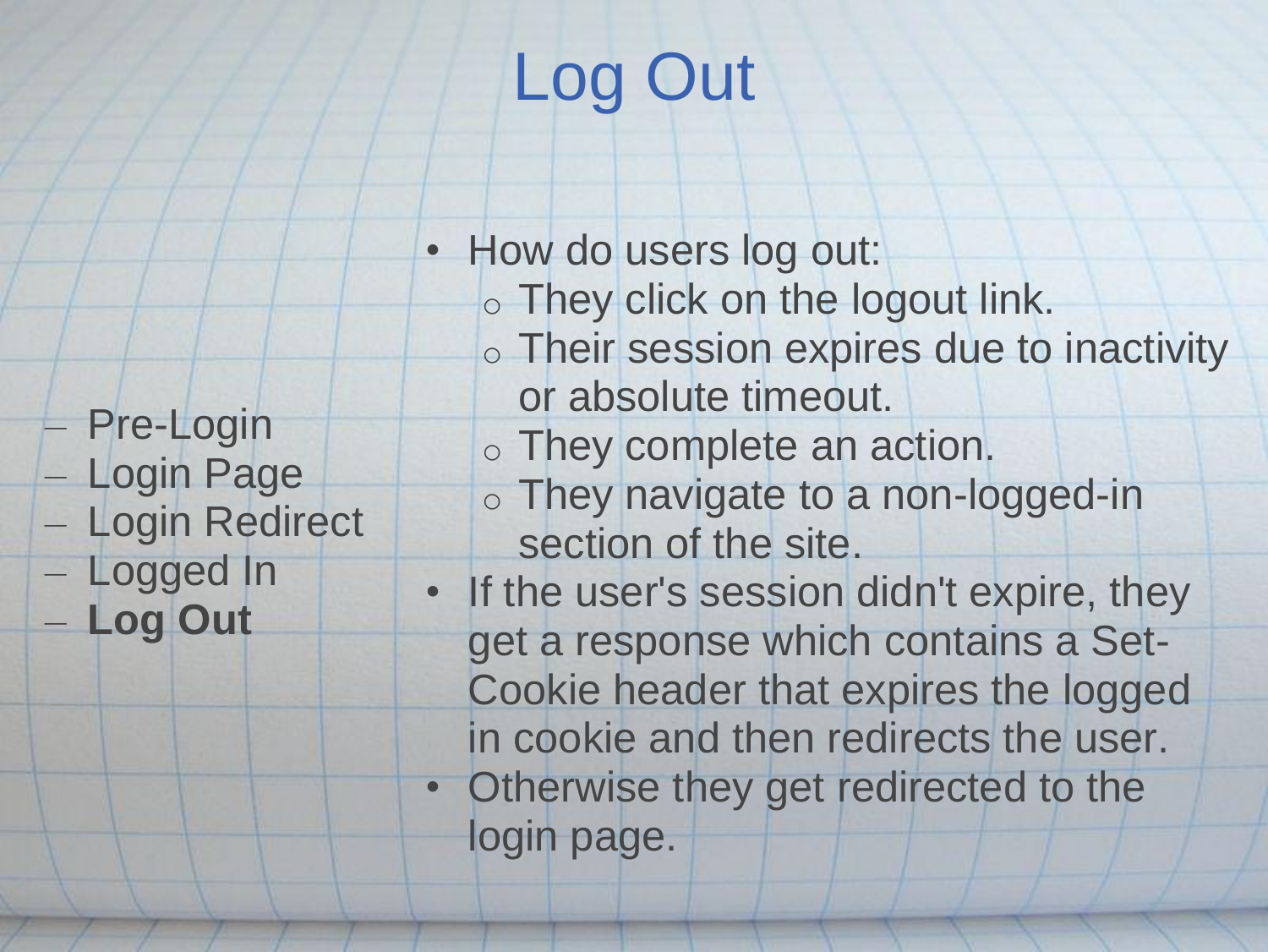# Log Out

- Pre-Login
- Login Page
- Login Redirect
- Logged In
- **Log Out**

- How do users log out:
  - They click on the logout link.
  - Their session expires due to inactivity or absolute timeout.
  - They complete an action.
  - They navigate to a non-logged-in section of the site.
- If the user's session didn't expire, they get a response which contains a Set-Cookie header that expires the logged in cookie and then redirects the user.
- Otherwise they get redirected to the login page.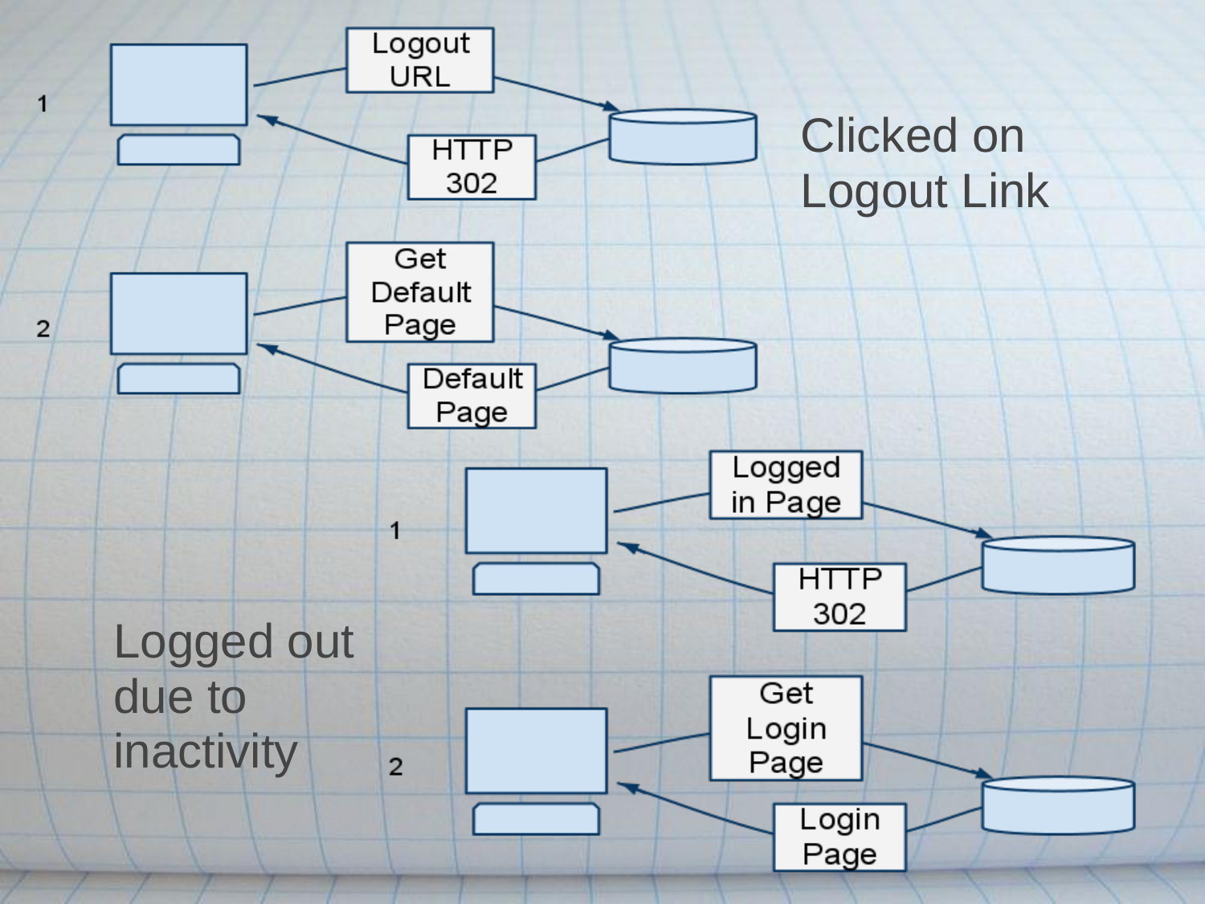Clicked on Logout Link

1

Logout URL

HTTP 302

2

Get Default Page

Default Page

Logged out due to inactivity

1

Logged in Page

HTTP 302

2

Get Login Page

Login Page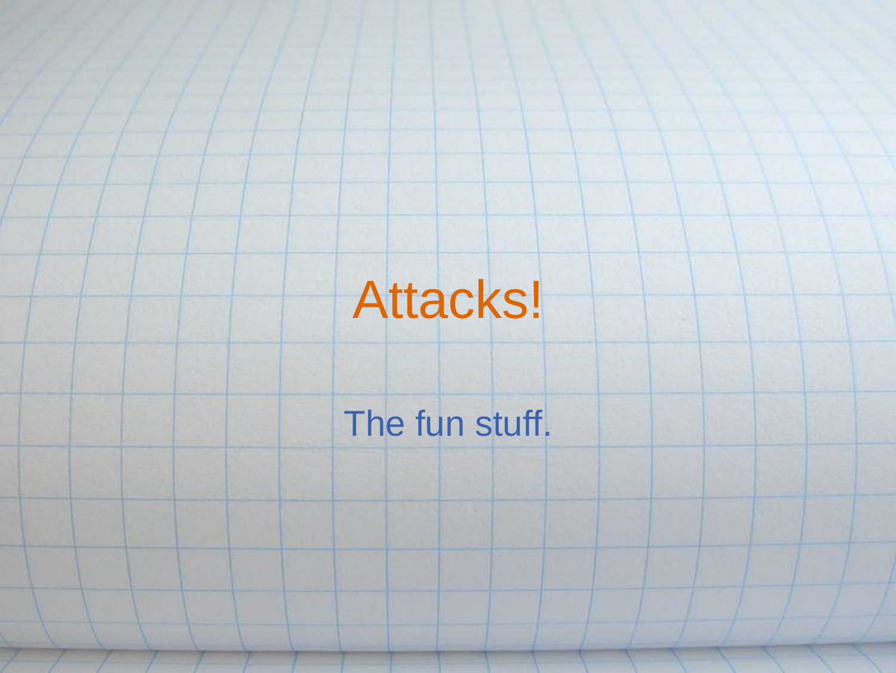# Attacks!

The fun stuff.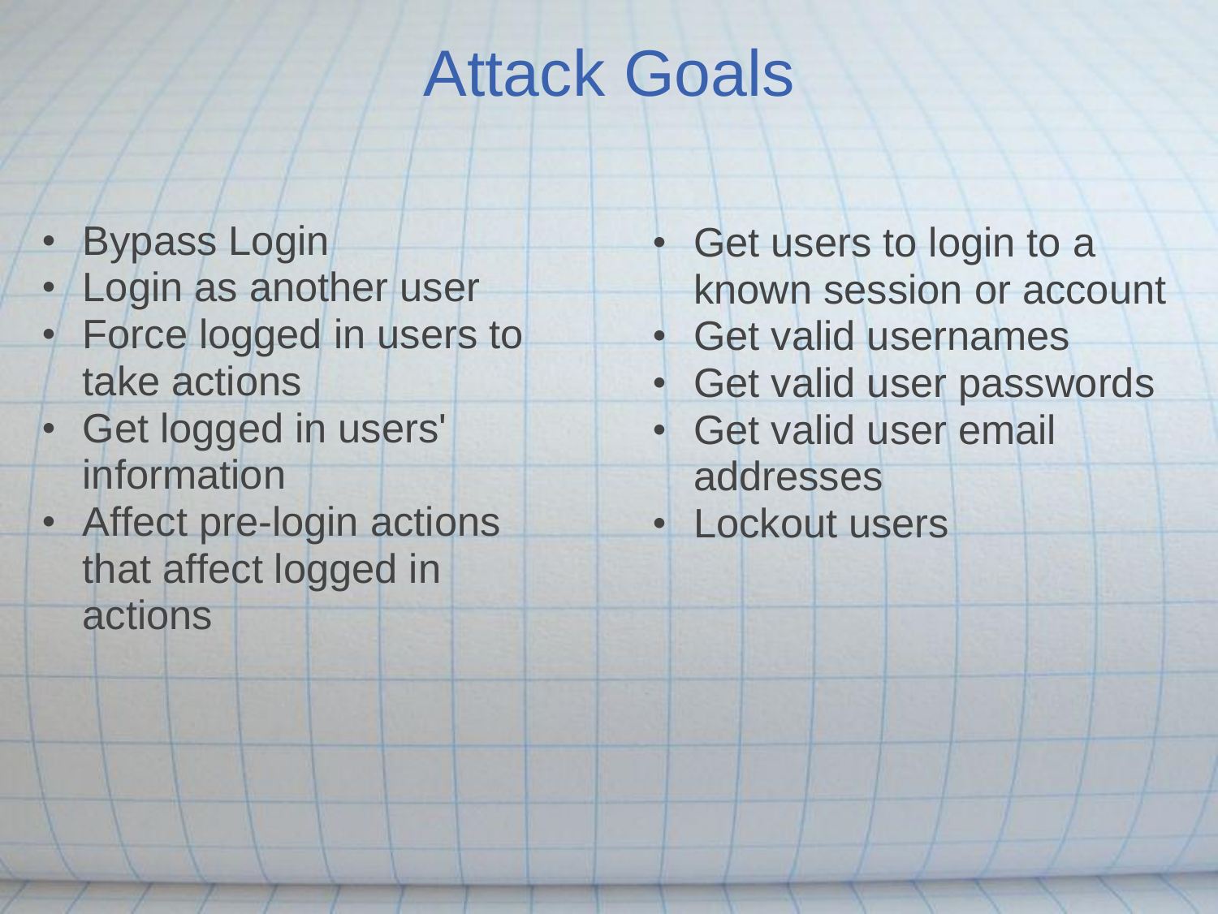# Attack Goals

- Bypass Login
- Login as another user
- Force logged in users to take actions
- Get logged in users' information
- Affect pre-login actions that affect logged in actions
- Get users to login to a known session or account
- Get valid usernames
- Get valid user passwords
- Get valid user email addresses
- Lockout users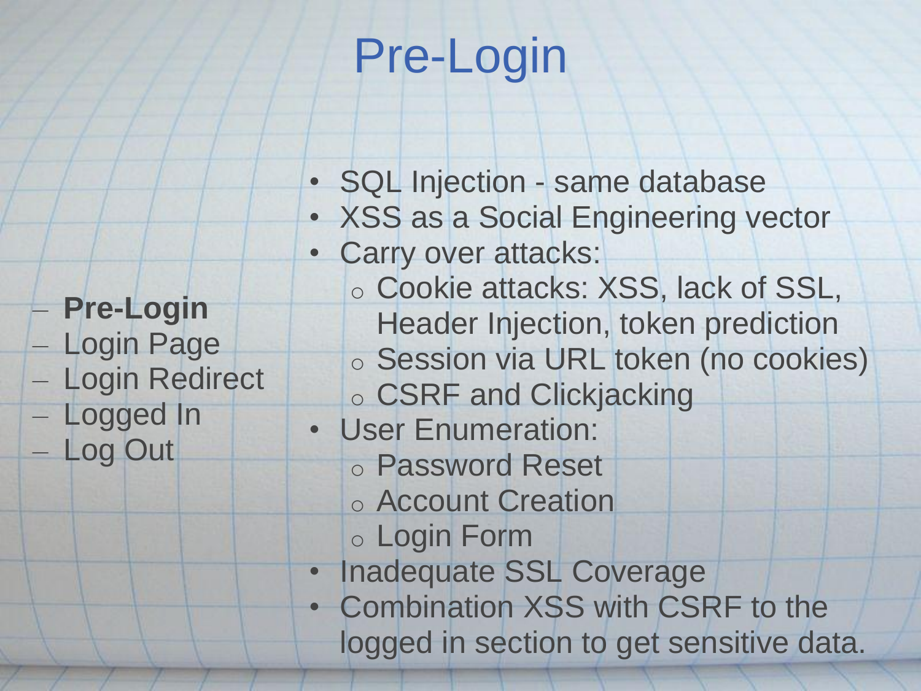# Pre-Login

- **Pre-Login**
- Login Page
- Login Redirect
- Logged In
- Log Out

- SQL Injection - same database
- XSS as a Social Engineering vector
- Carry over attacks:
  - Cookie attacks: XSS, lack of SSL, Header Injection, token prediction
  - Session via URL token (no cookies)
  - CSRF and Clickjacking
- User Enumeration:
  - Password Reset
  - Account Creation
  - Login Form
- Inadequate SSL Coverage
- Combination XSS with CSRF to the logged in section to get sensitive data.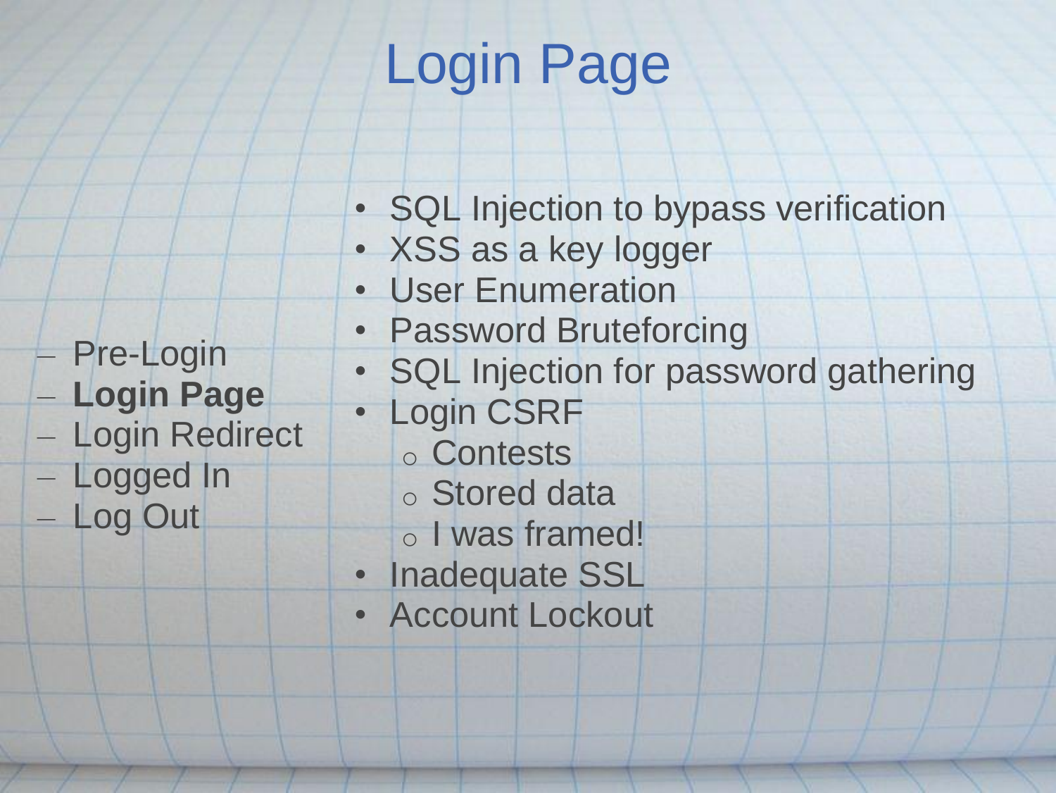# Login Page

- Pre-Login
- **Login Page**
- Login Redirect
- Logged In
- Log Out

- SQL Injection to bypass verification
- XSS as a key logger
- User Enumeration
- Password Bruteforcing
- SQL Injection for password gathering
- Login CSRF
  - Contests
  - Stored data
  - I was framed!
- Inadequate SSL
- Account Lockout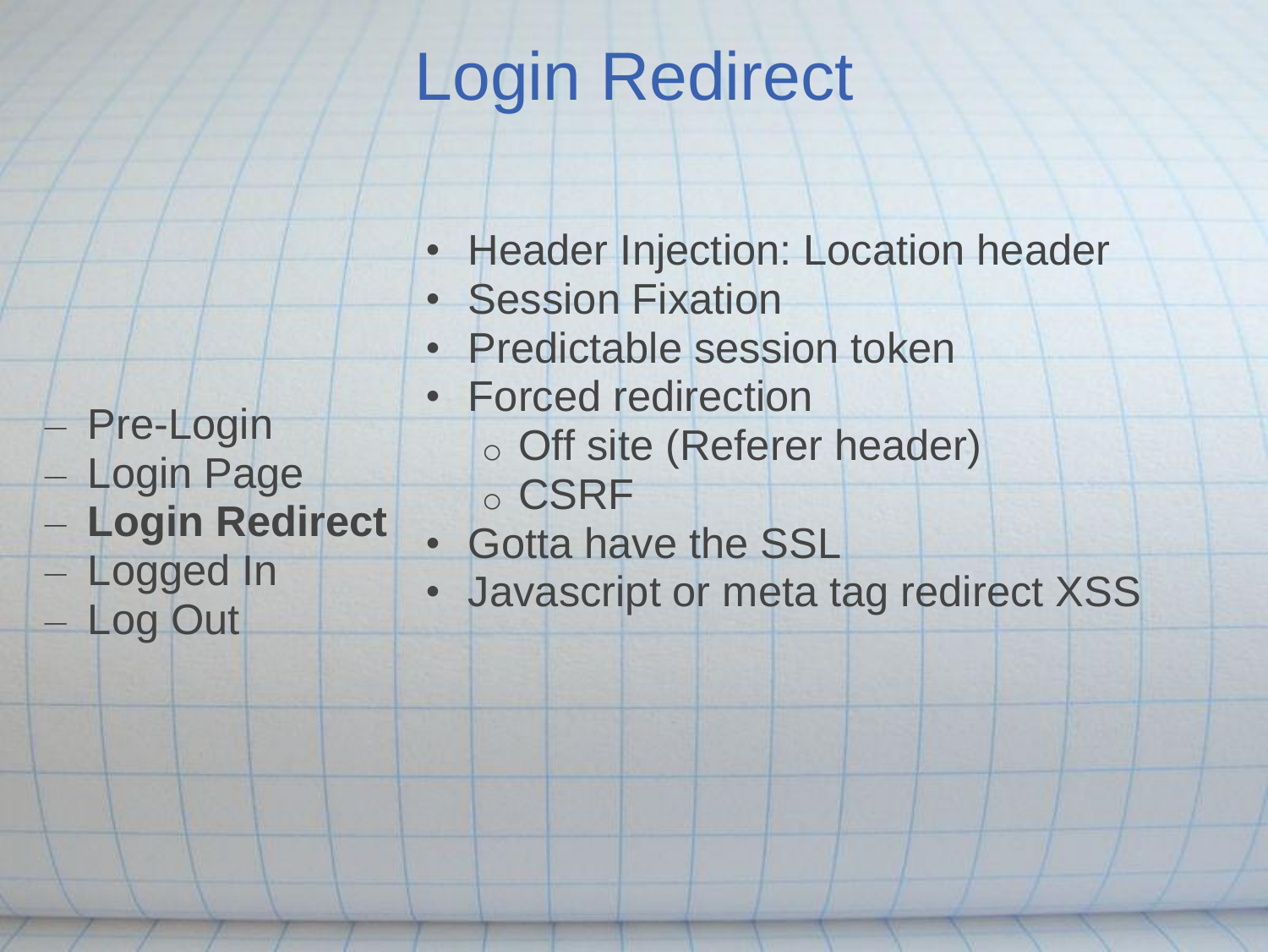# Login Redirect

- Pre-Login
- Login Page
- **Login Redirect**
- Logged In
- Log Out

- Header Injection: Location header
- Session Fixation
- Predictable session token
- Forced redirection
  - Off site (Referer header)
  - CSRF
- Gotta have the SSL
- Javascript or meta tag redirect XSS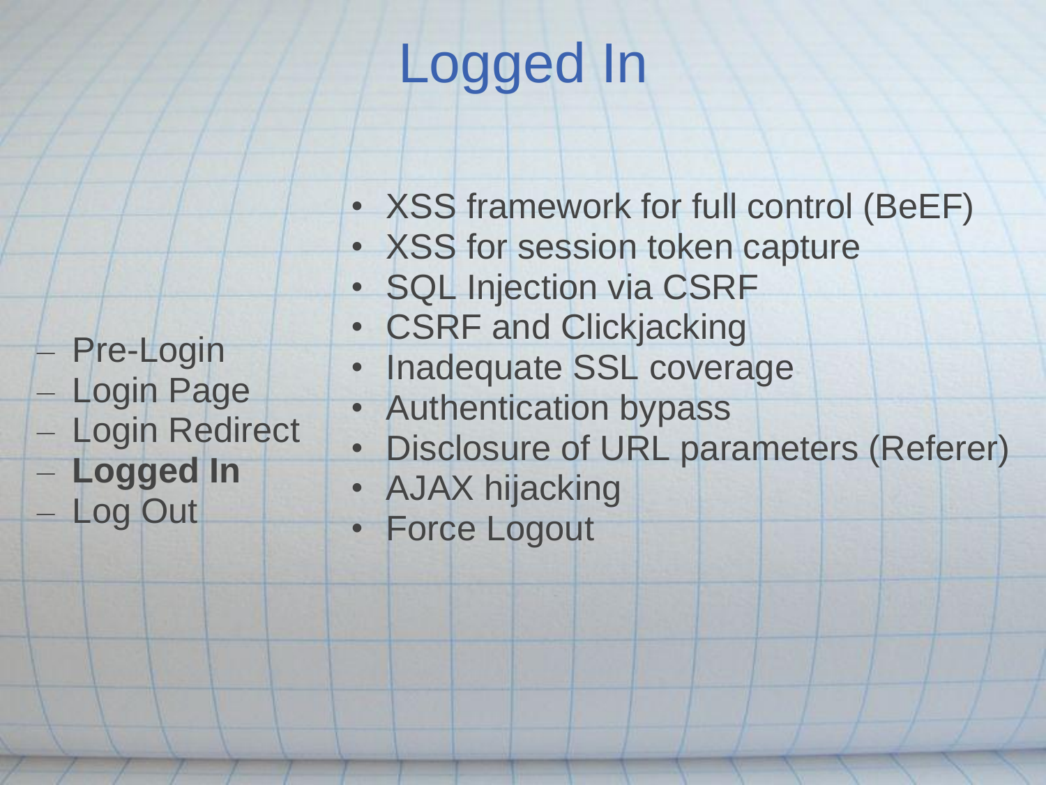# Logged In

- Pre-Login
- Login Page
- Login Redirect
- **Logged In**
- Log Out

- XSS framework for full control (BeEF)
- XSS for session token capture
- SQL Injection via CSRF
- CSRF and Clickjacking
- Inadequate SSL coverage
- Authentication bypass
- Disclosure of URL parameters (Referer)
- AJAX hijacking
- Force Logout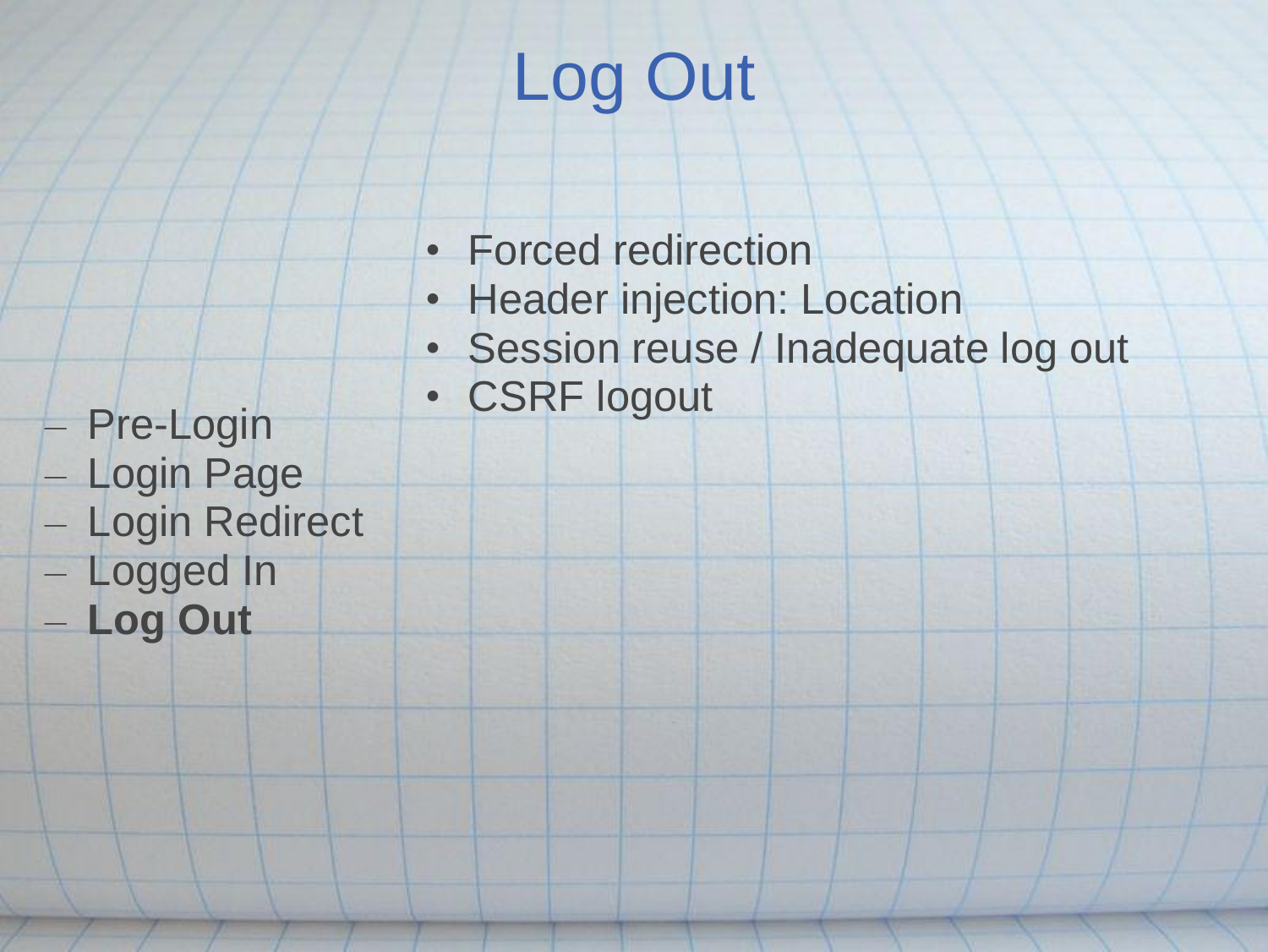# Log Out

- Forced redirection
- Header injection: Location
- Session reuse / Inadequate log out
- CSRF logout

– Pre-Login
– Login Page
– Login Redirect
– Logged In
– **Log Out**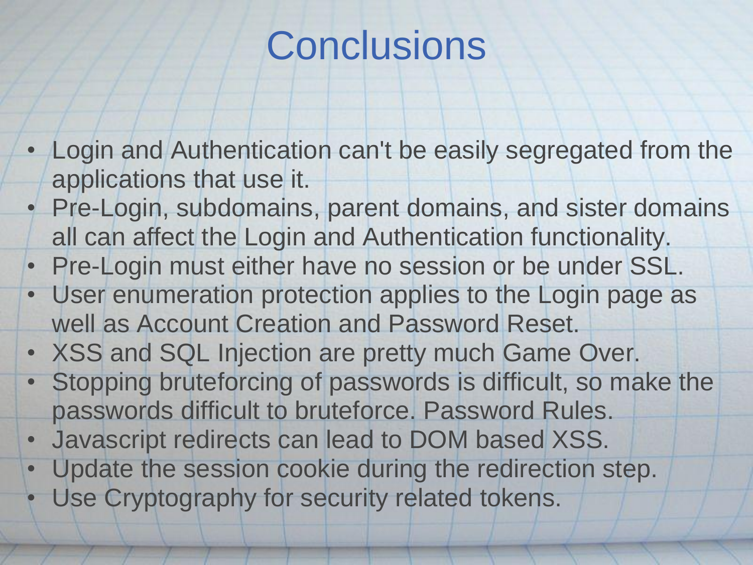# Conclusions

- Login and Authentication can't be easily segregated from the applications that use it.
- Pre-Login, subdomains, parent domains, and sister domains all can affect the Login and Authentication functionality.
- Pre-Login must either have no session or be under SSL.
- User enumeration protection applies to the Login page as well as Account Creation and Password Reset.
- XSS and SQL Injection are pretty much Game Over.
- Stopping bruteforcing of passwords is difficult, so make the passwords difficult to bruteforce. Password Rules.
- Javascript redirects can lead to DOM based XSS.
- Update the session cookie during the redirection step.
- Use Cryptography for security related tokens.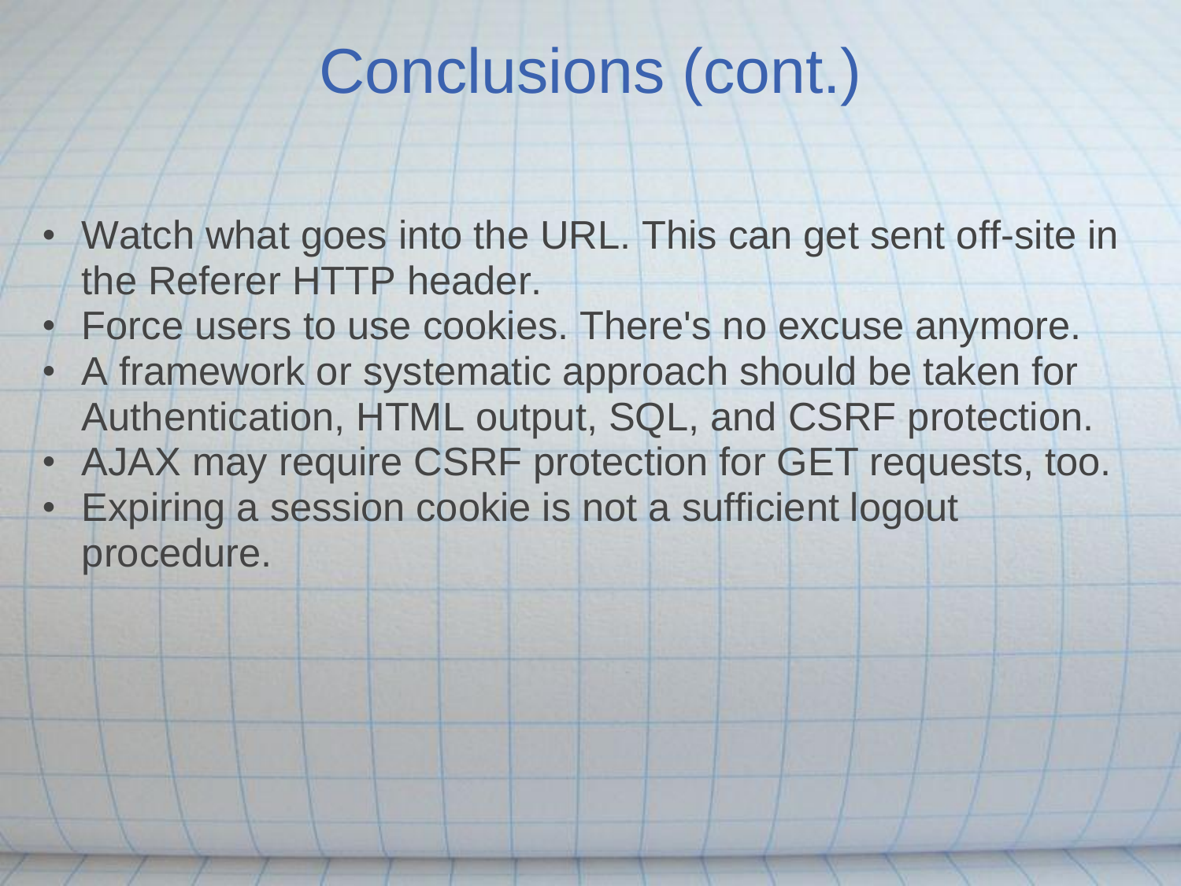# Conclusions (cont.)

- Watch what goes into the URL. This can get sent off-site in the Referer HTTP header.
- Force users to use cookies. There's no excuse anymore.
- A framework or systematic approach should be taken for Authentication, HTML output, SQL, and CSRF protection.
- AJAX may require CSRF protection for GET requests, too.
- Expiring a session cookie is not a sufficient logout procedure.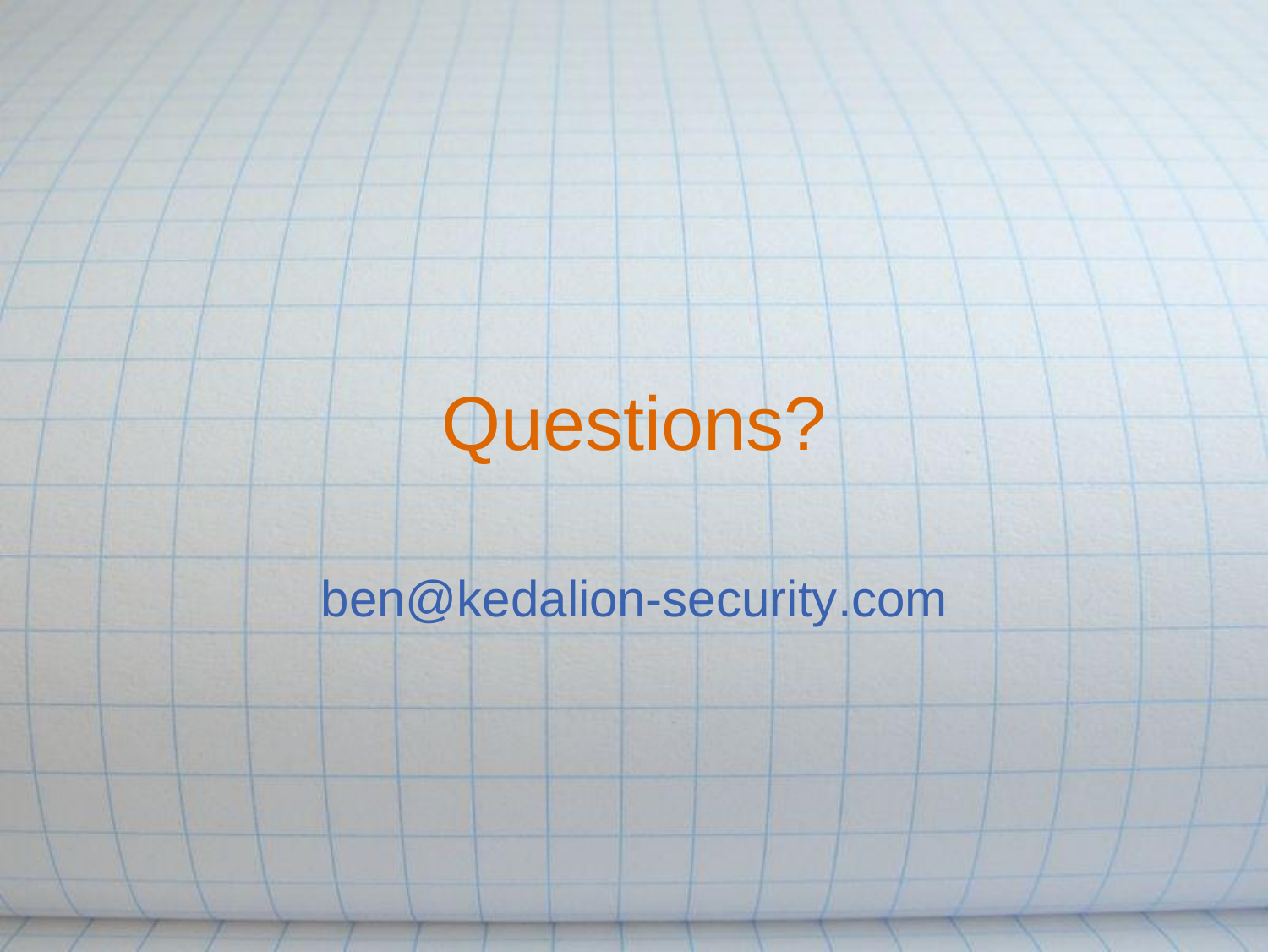# Questions?

ben@kedalion-security.com